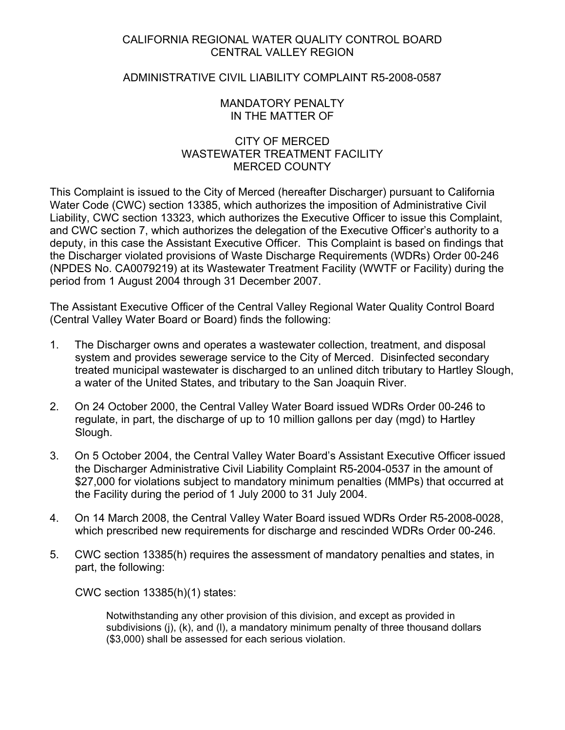CALIFORNIA REGIONAL WATER QUALITY CONTROL BOARD
CENTRAL VALLEY REGION

ADMINISTRATIVE CIVIL LIABILITY COMPLAINT R5-2008-0587

MANDATORY PENALTY
IN THE MATTER OF

CITY OF MERCED
WASTEWATER TREATMENT FACILITY
MERCED COUNTY

This Complaint is issued to the City of Merced (hereafter Discharger) pursuant to California Water Code (CWC) section 13385, which authorizes the imposition of Administrative Civil Liability, CWC section 13323, which authorizes the Executive Officer to issue this Complaint, and CWC section 7, which authorizes the delegation of the Executive Officer's authority to a deputy, in this case the Assistant Executive Officer. This Complaint is based on findings that the Discharger violated provisions of Waste Discharge Requirements (WDRs) Order 00-246 (NPDES No. CA0079219) at its Wastewater Treatment Facility (WWTF or Facility) during the period from 1 August 2004 through 31 December 2007.

The Assistant Executive Officer of the Central Valley Regional Water Quality Control Board (Central Valley Water Board or Board) finds the following:

1. The Discharger owns and operates a wastewater collection, treatment, and disposal system and provides sewerage service to the City of Merced. Disinfected secondary treated municipal wastewater is discharged to an unlined ditch tributary to Hartley Slough, a water of the United States, and tributary to the San Joaquin River.

2. On 24 October 2000, the Central Valley Water Board issued WDRs Order 00-246 to regulate, in part, the discharge of up to 10 million gallons per day (mgd) to Hartley Slough.

3. On 5 October 2004, the Central Valley Water Board's Assistant Executive Officer issued the Discharger Administrative Civil Liability Complaint R5-2004-0537 in the amount of $27,000 for violations subject to mandatory minimum penalties (MMPs) that occurred at the Facility during the period of 1 July 2000 to 31 July 2004.

4. On 14 March 2008, the Central Valley Water Board issued WDRs Order R5-2008-0028, which prescribed new requirements for discharge and rescinded WDRs Order 00-246.

5. CWC section 13385(h) requires the assessment of mandatory penalties and states, in part, the following:

   CWC section 13385(h)(1) states:

   > Notwithstanding any other provision of this division, and except as provided in subdivisions (j), (k), and (l), a mandatory minimum penalty of three thousand dollars ($3,000) shall be assessed for each serious violation.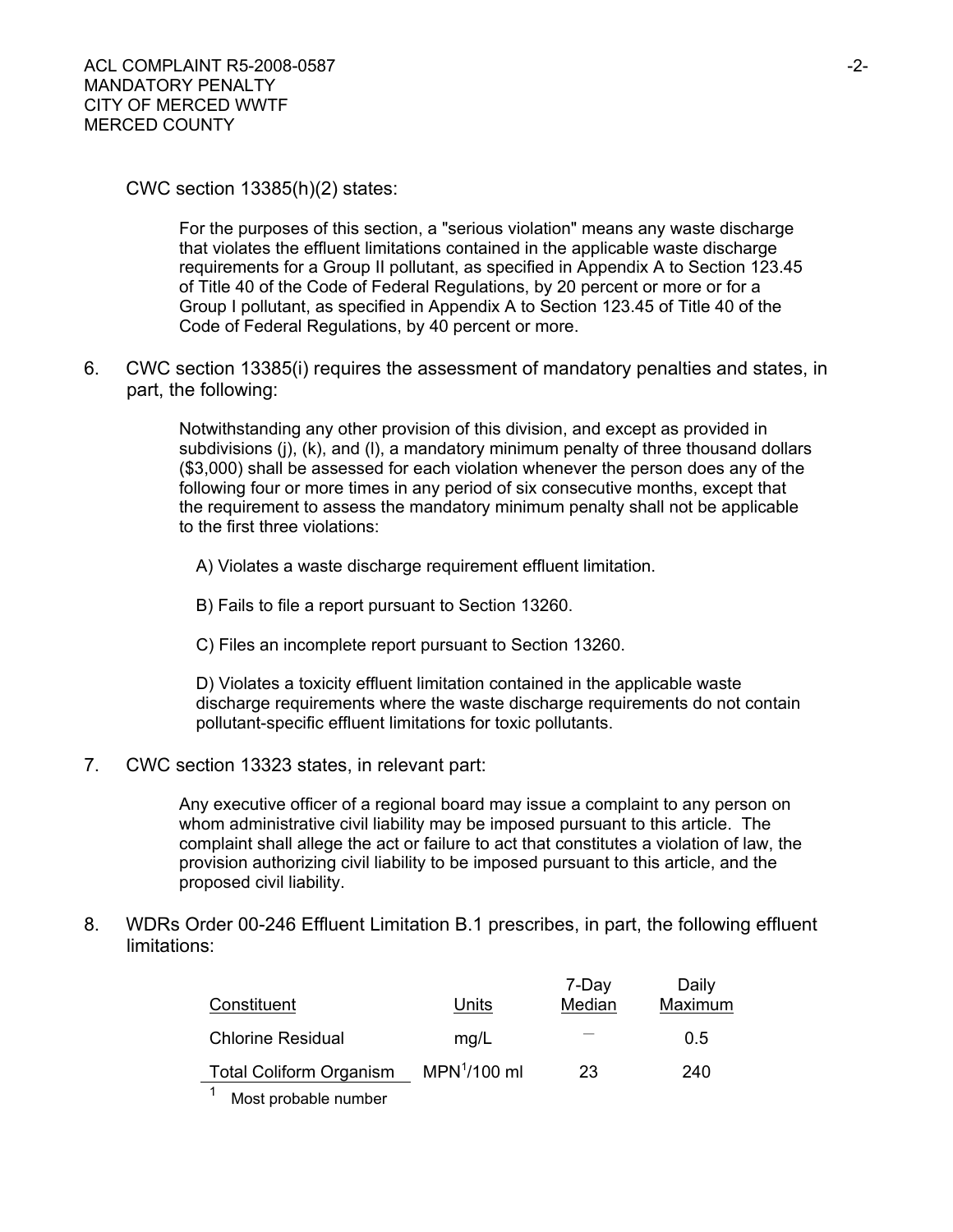CWC section 13385(h)(2) states:

> For the purposes of this section, a "serious violation" means any waste discharge that violates the effluent limitations contained in the applicable waste discharge requirements for a Group II pollutant, as specified in Appendix A to Section 123.45 of Title 40 of the Code of Federal Regulations, by 20 percent or more or for a Group I pollutant, as specified in Appendix A to Section 123.45 of Title 40 of the Code of Federal Regulations, by 40 percent or more.

6. CWC section 13385(i) requires the assessment of mandatory penalties and states, in part, the following:

> Notwithstanding any other provision of this division, and except as provided in subdivisions (j), (k), and (l), a mandatory minimum penalty of three thousand dollars ($3,000) shall be assessed for each violation whenever the person does any of the following four or more times in any period of six consecutive months, except that the requirement to assess the mandatory minimum penalty shall not be applicable to the first three violations:
>
> A) Violates a waste discharge requirement effluent limitation.
>
> B) Fails to file a report pursuant to Section 13260.
>
> C) Files an incomplete report pursuant to Section 13260.
>
> D) Violates a toxicity effluent limitation contained in the applicable waste discharge requirements where the waste discharge requirements do not contain pollutant-specific effluent limitations for toxic pollutants.

7. CWC section 13323 states, in relevant part:

> Any executive officer of a regional board may issue a complaint to any person on whom administrative civil liability may be imposed pursuant to this article. The complaint shall allege the act or failure to act that constitutes a violation of law, the provision authorizing civil liability to be imposed pursuant to this article, and the proposed civil liability.

8. WDRs Order 00-246 Effluent Limitation B.1 prescribes, in part, the following effluent limitations:

| Constituent | Units | 7-Day Median | Daily Maximum |
|---|---|---|---|
| Chlorine Residual | mg/L | — | 0.5 |
| Total Coliform Organism | MPN[1]/100 ml | 23 | 240 |

[1] Most probable number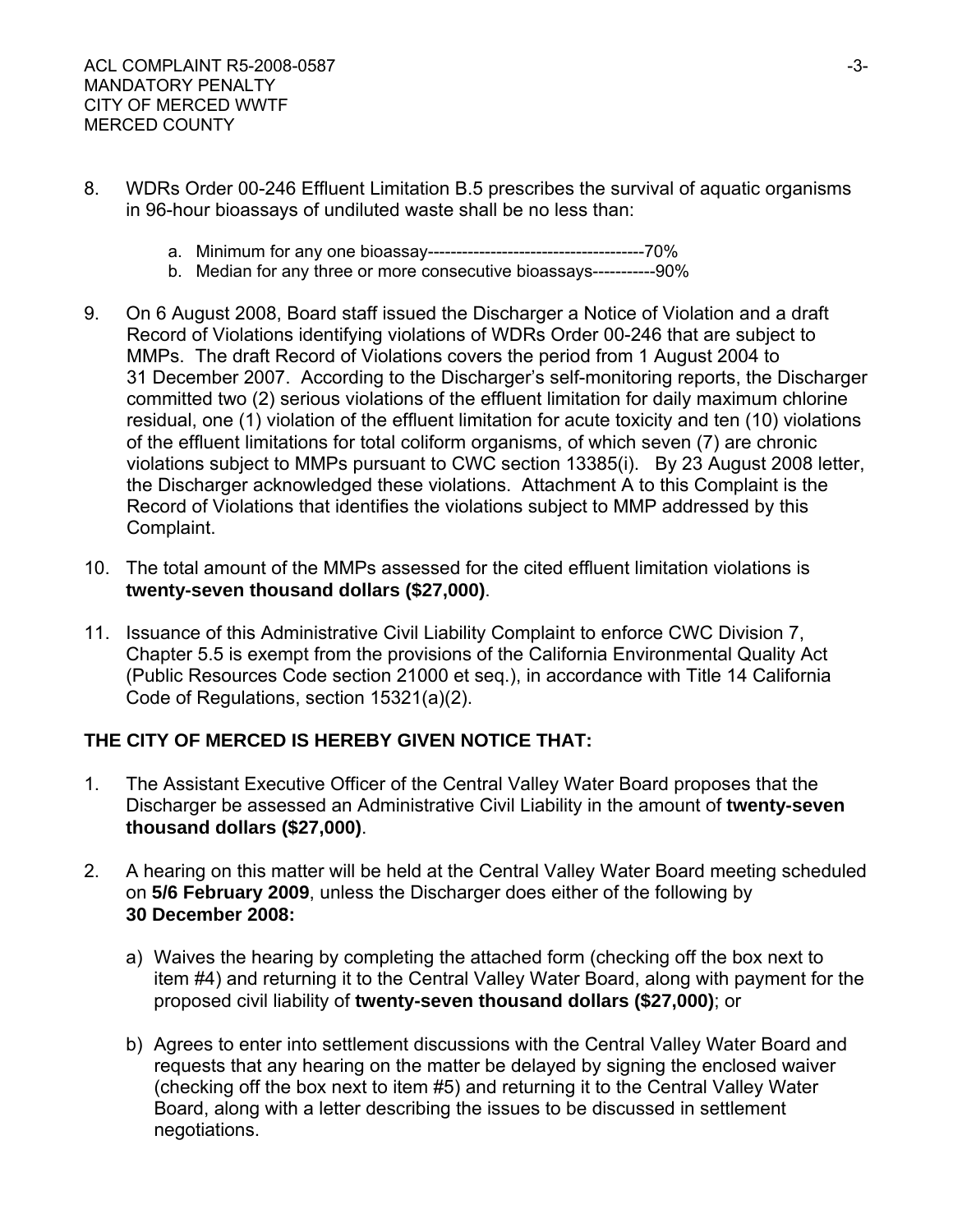8. WDRs Order 00-246 Effluent Limitation B.5 prescribes the survival of aquatic organisms in 96-hour bioassays of undiluted waste shall be no less than:

    a. Minimum for any one bioassay--------------------------------------70%
    b. Median for any three or more consecutive bioassays-----------90%

9. On 6 August 2008, Board staff issued the Discharger a Notice of Violation and a draft Record of Violations identifying violations of WDRs Order 00-246 that are subject to MMPs. The draft Record of Violations covers the period from 1 August 2004 to 31 December 2007. According to the Discharger's self-monitoring reports, the Discharger committed two (2) serious violations of the effluent limitation for daily maximum chlorine residual, one (1) violation of the effluent limitation for acute toxicity and ten (10) violations of the effluent limitations for total coliform organisms, of which seven (7) are chronic violations subject to MMPs pursuant to CWC section 13385(i). By 23 August 2008 letter, the Discharger acknowledged these violations. Attachment A to this Complaint is the Record of Violations that identifies the violations subject to MMP addressed by this Complaint.

10. The total amount of the MMPs assessed for the cited effluent limitation violations is **twenty-seven thousand dollars ($27,000)**.

11. Issuance of this Administrative Civil Liability Complaint to enforce CWC Division 7, Chapter 5.5 is exempt from the provisions of the California Environmental Quality Act (Public Resources Code section 21000 et seq.), in accordance with Title 14 California Code of Regulations, section 15321(a)(2).

**THE CITY OF MERCED IS HEREBY GIVEN NOTICE THAT:**

1. The Assistant Executive Officer of the Central Valley Water Board proposes that the Discharger be assessed an Administrative Civil Liability in the amount of **twenty-seven thousand dollars ($27,000)**.

2. A hearing on this matter will be held at the Central Valley Water Board meeting scheduled on **5/6 February 2009**, unless the Discharger does either of the following by **30 December 2008:**

    a) Waives the hearing by completing the attached form (checking off the box next to item #4) and returning it to the Central Valley Water Board, along with payment for the proposed civil liability of **twenty-seven thousand dollars ($27,000)**; or

    b) Agrees to enter into settlement discussions with the Central Valley Water Board and requests that any hearing on the matter be delayed by signing the enclosed waiver (checking off the box next to item #5) and returning it to the Central Valley Water Board, along with a letter describing the issues to be discussed in settlement negotiations.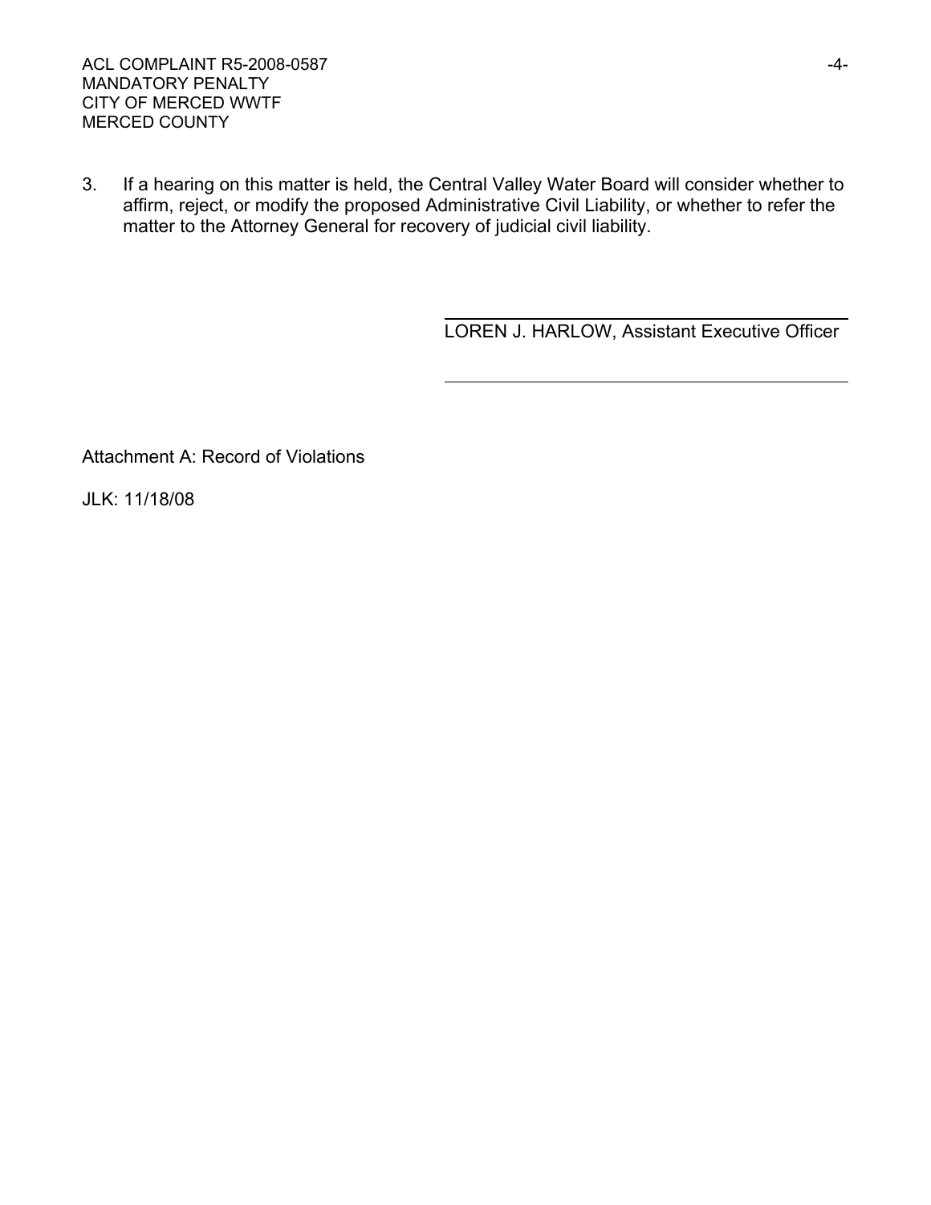3. If a hearing on this matter is held, the Central Valley Water Board will consider whether to affirm, reject, or modify the proposed Administrative Civil Liability, or whether to refer the matter to the Attorney General for recovery of judicial civil liability.

LOREN J. HARLOW, Assistant Executive Officer

Attachment A: Record of Violations

JLK: 11/18/08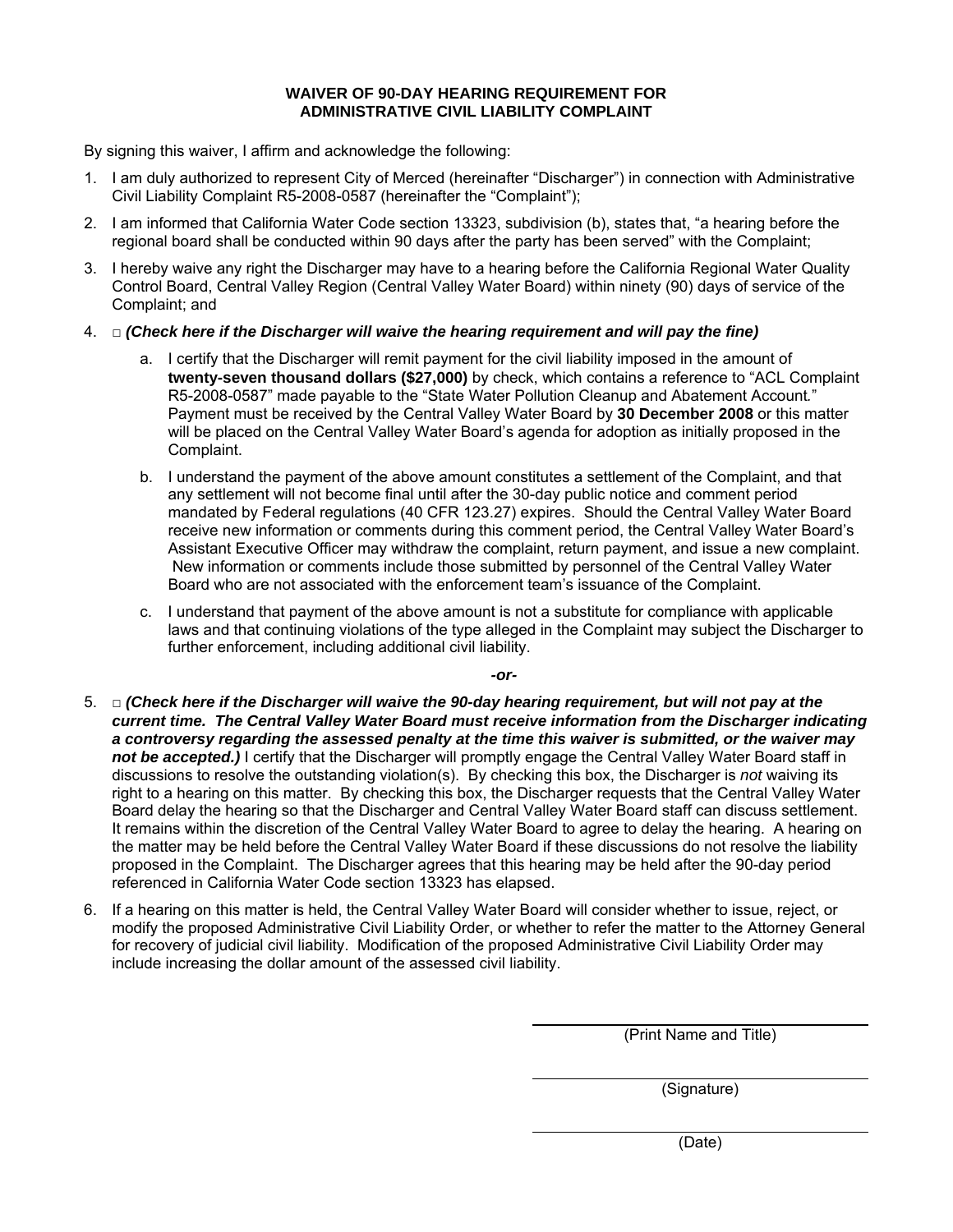# WAIVER OF 90-DAY HEARING REQUIREMENT FOR ADMINISTRATIVE CIVIL LIABILITY COMPLAINT

By signing this waiver, I affirm and acknowledge the following:

1. I am duly authorized to represent City of Merced (hereinafter "Discharger") in connection with Administrative Civil Liability Complaint R5-2008-0587 (hereinafter the "Complaint");

2. I am informed that California Water Code section 13323, subdivision (b), states that, "a hearing before the regional board shall be conducted within 90 days after the party has been served" with the Complaint;

3. I hereby waive any right the Discharger may have to a hearing before the California Regional Water Quality Control Board, Central Valley Region (Central Valley Water Board) within ninety (90) days of service of the Complaint; and

4. □ ***(Check here if the Discharger will waive the hearing requirement and will pay the fine)***

   a. I certify that the Discharger will remit payment for the civil liability imposed in the amount of **twenty-seven thousand dollars ($27,000)** by check, which contains a reference to "ACL Complaint R5-2008-0587" made payable to the "State Water Pollution Cleanup and Abatement Account." Payment must be received by the Central Valley Water Board by **30 December 2008** or this matter will be placed on the Central Valley Water Board's agenda for adoption as initially proposed in the Complaint.

   b. I understand the payment of the above amount constitutes a settlement of the Complaint, and that any settlement will not become final until after the 30-day public notice and comment period mandated by Federal regulations (40 CFR 123.27) expires. Should the Central Valley Water Board receive new information or comments during this comment period, the Central Valley Water Board's Assistant Executive Officer may withdraw the complaint, return payment, and issue a new complaint. New information or comments include those submitted by personnel of the Central Valley Water Board who are not associated with the enforcement team's issuance of the Complaint.

   c. I understand that payment of the above amount is not a substitute for compliance with applicable laws and that continuing violations of the type alleged in the Complaint may subject the Discharger to further enforcement, including additional civil liability.

***-or-***

5. □ ***(Check here if the Discharger will waive the 90-day hearing requirement, but will not pay at the current time. The Central Valley Water Board must receive information from the Discharger indicating a controversy regarding the assessed penalty at the time this waiver is submitted, or the waiver may not be accepted.)*** I certify that the Discharger will promptly engage the Central Valley Water Board staff in discussions to resolve the outstanding violation(s). By checking this box, the Discharger is *not* waiving its right to a hearing on this matter. By checking this box, the Discharger requests that the Central Valley Water Board delay the hearing so that the Discharger and Central Valley Water Board staff can discuss settlement. It remains within the discretion of the Central Valley Water Board to agree to delay the hearing. A hearing on the matter may be held before the Central Valley Water Board if these discussions do not resolve the liability proposed in the Complaint. The Discharger agrees that this hearing may be held after the 90-day period referenced in California Water Code section 13323 has elapsed.

6. If a hearing on this matter is held, the Central Valley Water Board will consider whether to issue, reject, or modify the proposed Administrative Civil Liability Order, or whether to refer the matter to the Attorney General for recovery of judicial civil liability. Modification of the proposed Administrative Civil Liability Order may include increasing the dollar amount of the assessed civil liability.

\_\_\_\_\_\_\_\_\_\_\_\_\_\_\_\_\_\_\_\_\_\_\_\_\_\_\_\_\_\_\_\_\_\_\_\_
(Print Name and Title)

\_\_\_\_\_\_\_\_\_\_\_\_\_\_\_\_\_\_\_\_\_\_\_\_\_\_\_\_\_\_\_\_\_\_\_\_
(Signature)

\_\_\_\_\_\_\_\_\_\_\_\_\_\_\_\_\_\_\_\_\_\_\_\_\_\_\_\_\_\_\_\_\_\_\_\_
(Date)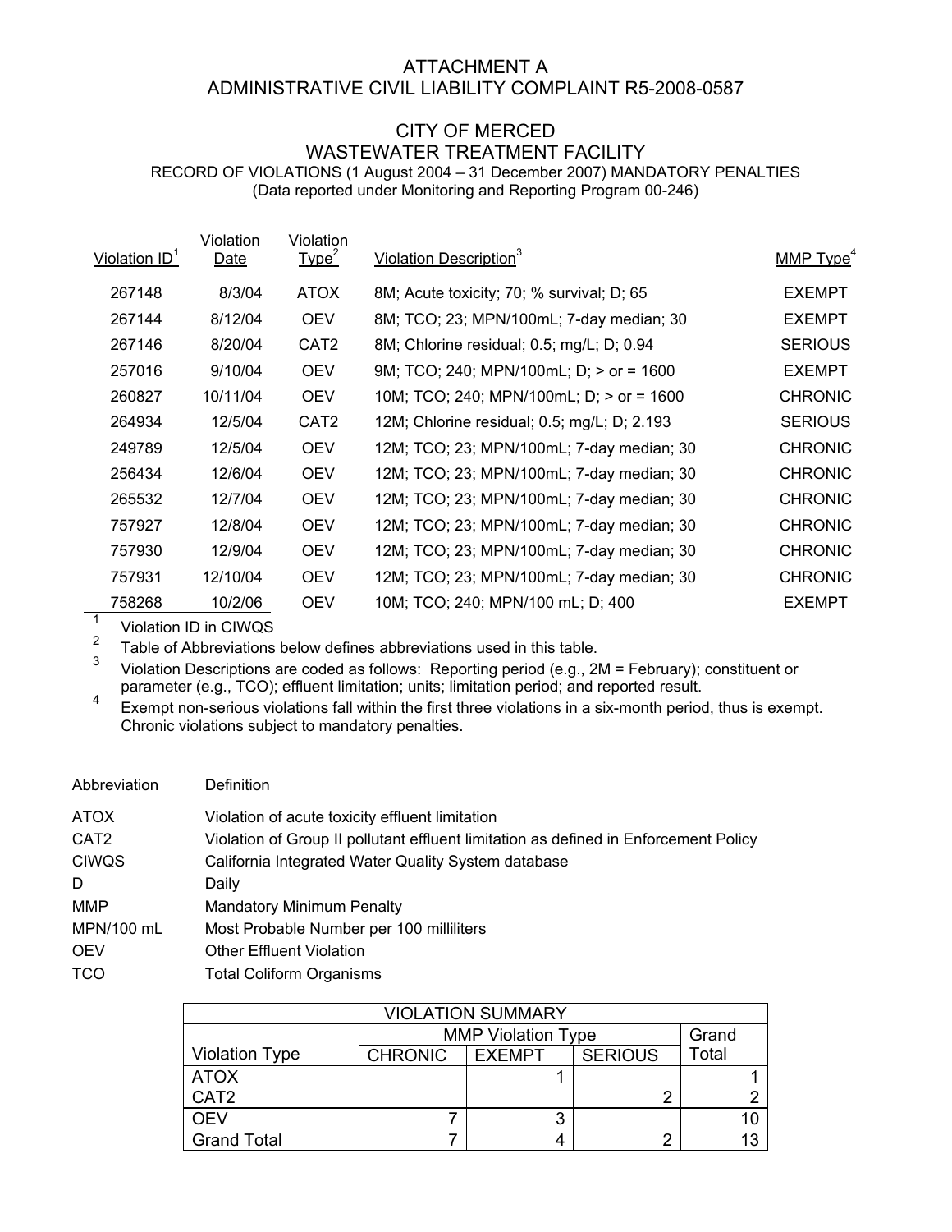# ATTACHMENT A
# ADMINISTRATIVE CIVIL LIABILITY COMPLAINT R5-2008-0587

## CITY OF MERCED
## WASTEWATER TREATMENT FACILITY

RECORD OF VIOLATIONS (1 August 2004 – 31 December 2007) MANDATORY PENALTIES
(Data reported under Monitoring and Reporting Program 00-246)

| Violation ID[1] | Violation Date | Violation Type[2] | Violation Description[3] | MMP Type[4] |
|---|---|---|---|---|
| 267148 | 8/3/04 | ATOX | 8M; Acute toxicity; 70; % survival; D; 65 | EXEMPT |
| 267144 | 8/12/04 | OEV | 8M; TCO; 23; MPN/100mL; 7-day median; 30 | EXEMPT |
| 267146 | 8/20/04 | CAT2 | 8M; Chlorine residual; 0.5; mg/L; D; 0.94 | SERIOUS |
| 257016 | 9/10/04 | OEV | 9M; TCO; 240; MPN/100mL; D; > or = 1600 | EXEMPT |
| 260827 | 10/11/04 | OEV | 10M; TCO; 240; MPN/100mL; D; > or = 1600 | CHRONIC |
| 264934 | 12/5/04 | CAT2 | 12M; Chlorine residual; 0.5; mg/L; D; 2.193 | SERIOUS |
| 249789 | 12/5/04 | OEV | 12M; TCO; 23; MPN/100mL; 7-day median; 30 | CHRONIC |
| 256434 | 12/6/04 | OEV | 12M; TCO; 23; MPN/100mL; 7-day median; 30 | CHRONIC |
| 265532 | 12/7/04 | OEV | 12M; TCO; 23; MPN/100mL; 7-day median; 30 | CHRONIC |
| 757927 | 12/8/04 | OEV | 12M; TCO; 23; MPN/100mL; 7-day median; 30 | CHRONIC |
| 757930 | 12/9/04 | OEV | 12M; TCO; 23; MPN/100mL; 7-day median; 30 | CHRONIC |
| 757931 | 12/10/04 | OEV | 12M; TCO; 23; MPN/100mL; 7-day median; 30 | CHRONIC |
| 758268 | 10/2/06 | OEV | 10M; TCO; 240; MPN/100 mL; D; 400 | EXEMPT |

[1] Violation ID in CIWQS

[2] Table of Abbreviations below defines abbreviations used in this table.

[3] Violation Descriptions are coded as follows: Reporting period (e.g., 2M = February); constituent or parameter (e.g., TCO); effluent limitation; units; limitation period; and reported result.

[4] Exempt non-serious violations fall within the first three violations in a six-month period, thus is exempt. Chronic violations subject to mandatory penalties.

| Abbreviation | Definition |
|---|---|
| ATOX | Violation of acute toxicity effluent limitation |
| CAT2 | Violation of Group II pollutant effluent limitation as defined in Enforcement Policy |
| CIWQS | California Integrated Water Quality System database |
| D | Daily |
| MMP | Mandatory Minimum Penalty |
| MPN/100 mL | Most Probable Number per 100 milliliters |
| OEV | Other Effluent Violation |
| TCO | Total Coliform Organisms |

| VIOLATION SUMMARY | | | | |
|---|---|---|---|---|
| | MMP Violation Type | | | Grand Total |
| Violation Type | CHRONIC | EXEMPT | SERIOUS | |
| ATOX | | 1 | | 1 |
| CAT2 | | | 2 | 2 |
| OEV | 7 | 3 | | 10 |
| Grand Total | 7 | 4 | 2 | 13 |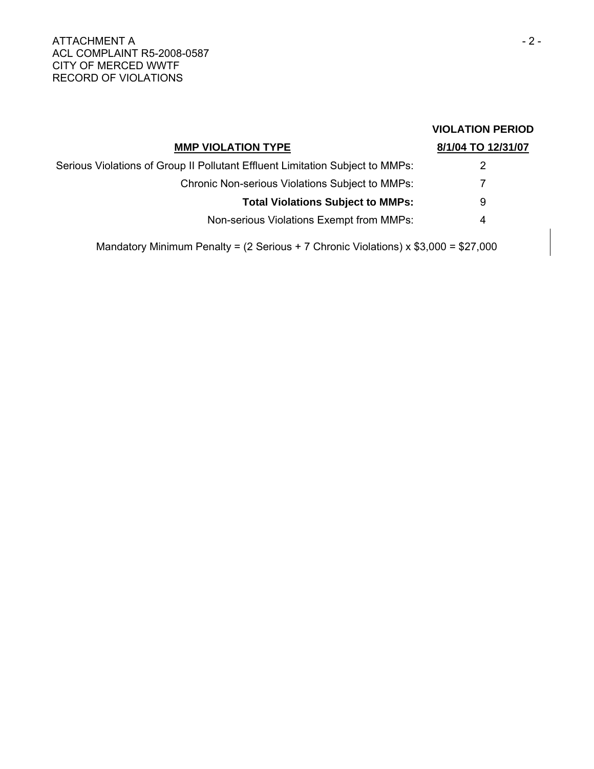ATTACHMENT A
ACL COMPLAINT R5-2008-0587
CITY OF MERCED WWTF
RECORD OF VIOLATIONS

| MMP VIOLATION TYPE | VIOLATION PERIOD 8/1/04 TO 12/31/07 |
|---|---|
| Serious Violations of Group II Pollutant Effluent Limitation Subject to MMPs: | 2 |
| Chronic Non-serious Violations Subject to MMPs: | 7 |
| **Total Violations Subject to MMPs:** | 9 |
| Non-serious Violations Exempt from MMPs: | 4 |

Mandatory Minimum Penalty = (2 Serious + 7 Chronic Violations) x $3,000 = $27,000